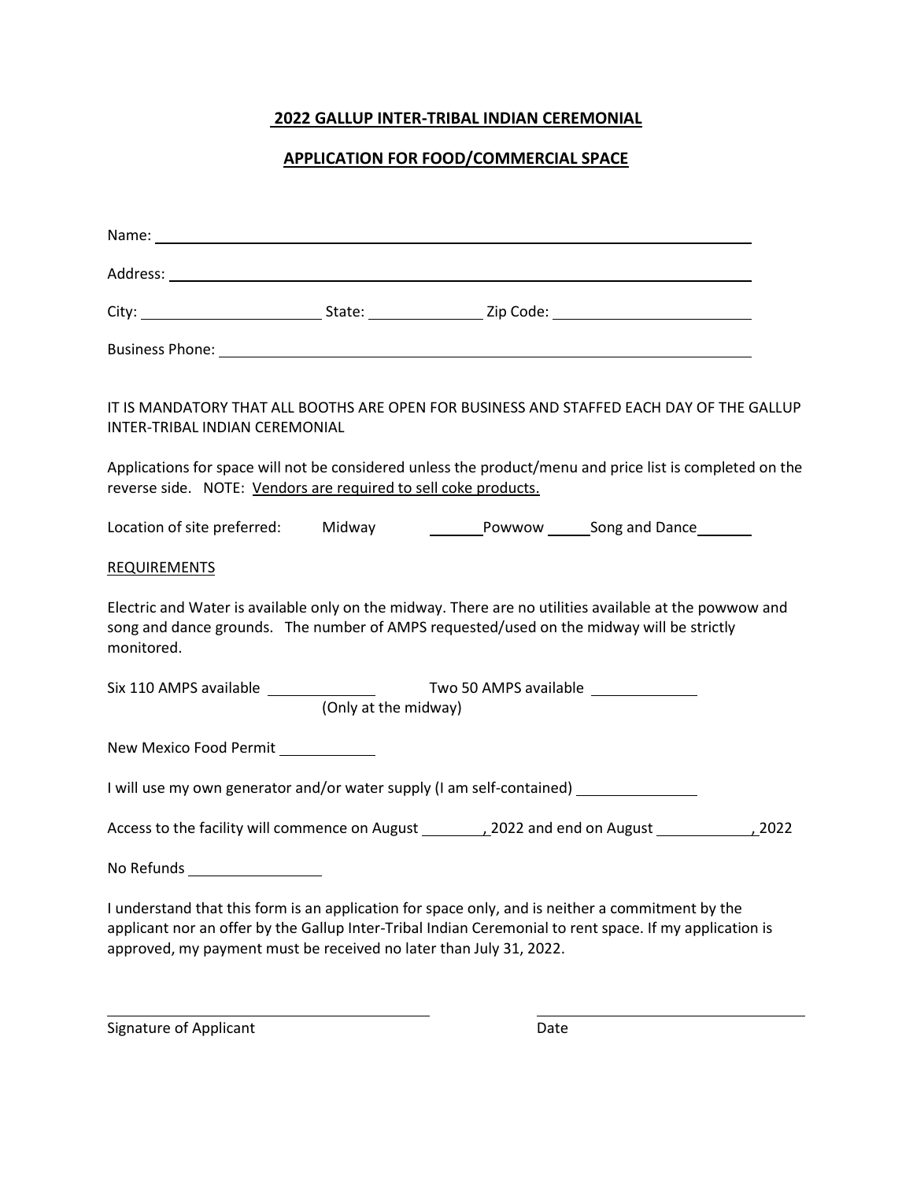## 2022 GALLUP INTER-TRIBAL INDIAN CEREMONIAL

## APPLICATION FOR FOOD/COMMERCIAL SPACE

Name: ____________________________________________________________

Address: __________________________________________________________

City: ______________________ State: ______________ Zip Code: ________________________

Business Phone: ____________________________________________________

IT IS MANDATORY THAT ALL BOOTHS ARE OPEN FOR BUSINESS AND STAFFED EACH DAY OF THE GALLUP INTER-TRIBAL INDIAN CEREMONIAL

Applications for space will not be considered unless the product/menu and price list is completed on the reverse side. NOTE: Vendors are required to sell coke products.

Location of site preferred: Midway _______ Powwow _____ Song and Dance _______

REQUIREMENTS

Electric and Water is available only on the midway. There are no utilities available at the powwow and song and dance grounds. The number of AMPS requested/used on the midway will be strictly monitored.

Six 110 AMPS available _____________ Two 50 AMPS available _____________
(Only at the midway)

New Mexico Food Permit ____________

I will use my own generator and/or water supply (I am self-contained) _______________

Access to the facility will commence on August ________, 2022 and end on August ____________, 2022

No Refunds ________________

I understand that this form is an application for space only, and is neither a commitment by the applicant nor an offer by the Gallup Inter-Tribal Indian Ceremonial to rent space. If my application is approved, my payment must be received no later than July 31, 2022.

________________________________________ ________________________________

Signature of Applicant Date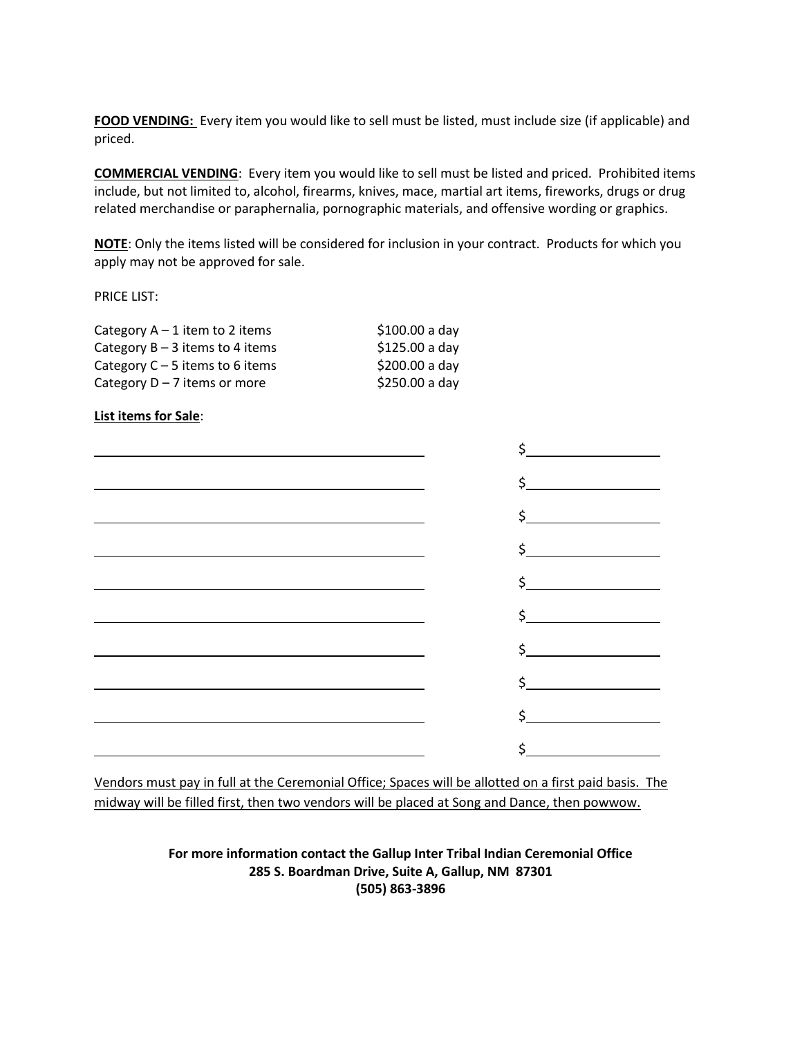**FOOD VENDING:** Every item you would like to sell must be listed, must include size (if applicable) and priced.

**COMMERCIAL VENDING**: Every item you would like to sell must be listed and priced. Prohibited items include, but not limited to, alcohol, firearms, knives, mace, martial art items, fireworks, drugs or drug related merchandise or paraphernalia, pornographic materials, and offensive wording or graphics.

**NOTE**: Only the items listed will be considered for inclusion in your contract. Products for which you apply may not be approved for sale.

PRICE LIST:

| | |
|---|---|
| Category A – 1 item to 2 items | $100.00 a day |
| Category B – 3 items to 4 items | $125.00 a day |
| Category C – 5 items to 6 items | $200.00 a day |
| Category D – 7 items or more | $250.00 a day |

**List items for Sale**:

| | |
|---|---|
| ______________________________ | $__________ |
| ______________________________ | $__________ |
| ______________________________ | $__________ |
| ______________________________ | $__________ |
| ______________________________ | $__________ |
| ______________________________ | $__________ |
| ______________________________ | $__________ |
| ______________________________ | $__________ |
| ______________________________ | $__________ |
| ______________________________ | $__________ |

Vendors must pay in full at the Ceremonial Office; Spaces will be allotted on a first paid basis. The midway will be filled first, then two vendors will be placed at Song and Dance, then powwow.

**For more information contact the Gallup Inter Tribal Indian Ceremonial Office**
**285 S. Boardman Drive, Suite A, Gallup, NM 87301**
**(505) 863-3896**